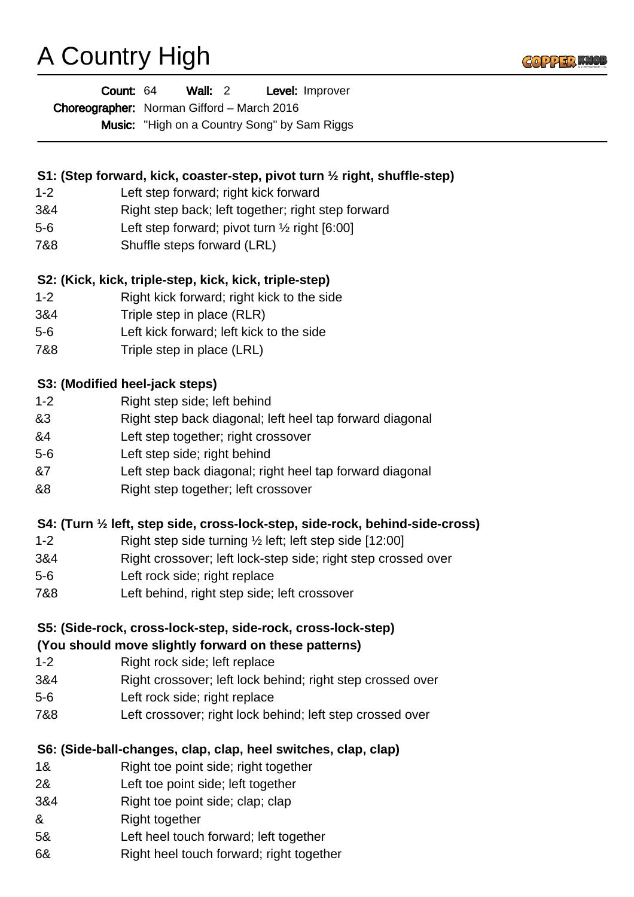# A Country High

**Count:** 64 **Wall:** 2 **Level:** Improver
**Choreographer:** Norman Gifford – March 2016
**Music:** "High on a Country Song" by Sam Riggs

---

**S1: (Step forward, kick, coaster-step, pivot turn ½ right, shuffle-step)**

| | |
|---|---|
| 1-2 | Left step forward; right kick forward |
| 3&4 | Right step back; left together; right step forward |
| 5-6 | Left step forward; pivot turn ½ right [6:00] |
| 7&8 | Shuffle steps forward (LRL) |

**S2: (Kick, kick, triple-step, kick, kick, triple-step)**

| | |
|---|---|
| 1-2 | Right kick forward; right kick to the side |
| 3&4 | Triple step in place (RLR) |
| 5-6 | Left kick forward; left kick to the side |
| 7&8 | Triple step in place (LRL) |

**S3: (Modified heel-jack steps)**

| | |
|---|---|
| 1-2 | Right step side; left behind |
| &3 | Right step back diagonal; left heel tap forward diagonal |
| &4 | Left step together; right crossover |
| 5-6 | Left step side; right behind |
| &7 | Left step back diagonal; right heel tap forward diagonal |
| &8 | Right step together; left crossover |

**S4: (Turn ½ left, step side, cross-lock-step, side-rock, behind-side-cross)**

| | |
|---|---|
| 1-2 | Right step side turning ½ left; left step side [12:00] |
| 3&4 | Right crossover; left lock-step side; right step crossed over |
| 5-6 | Left rock side; right replace |
| 7&8 | Left behind, right step side; left crossover |

**S5: (Side-rock, cross-lock-step, side-rock, cross-lock-step)**
**(You should move slightly forward on these patterns)**

| | |
|---|---|
| 1-2 | Right rock side; left replace |
| 3&4 | Right crossover; left lock behind; right step crossed over |
| 5-6 | Left rock side; right replace |
| 7&8 | Left crossover; right lock behind; left step crossed over |

**S6: (Side-ball-changes, clap, clap, heel switches, clap, clap)**

| | |
|---|---|
| 1& | Right toe point side; right together |
| 2& | Left toe point side; left together |
| 3&4 | Right toe point side; clap; clap |
| & | Right together |
| 5& | Left heel touch forward; left together |
| 6& | Right heel touch forward; right together |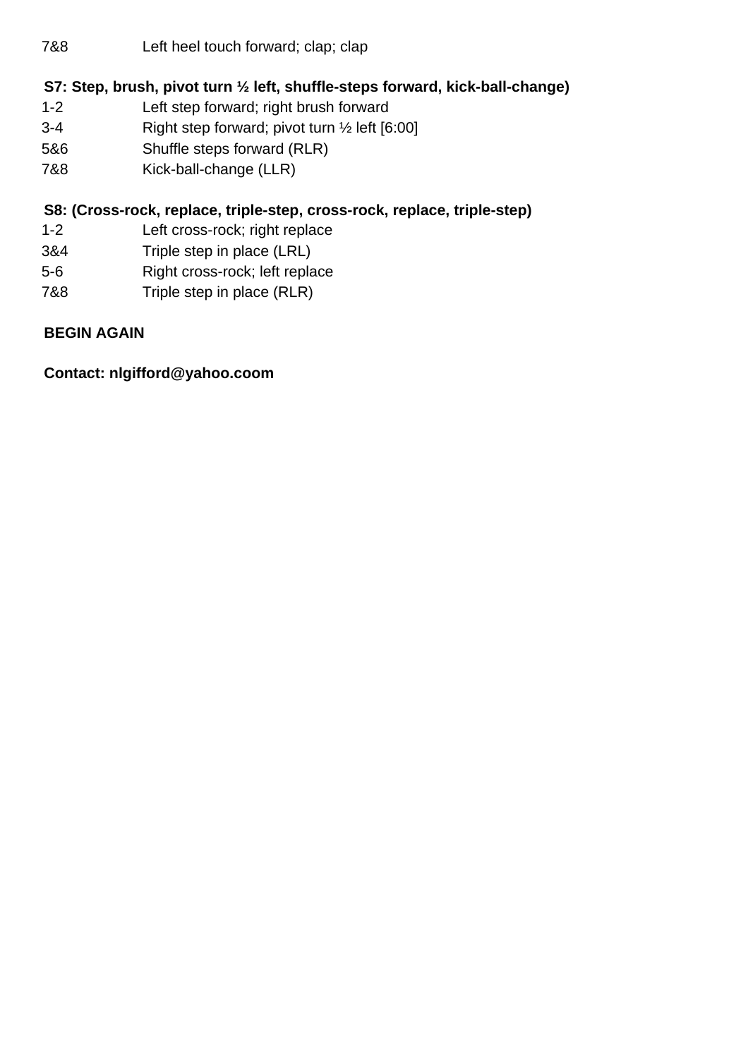7&8 Left heel touch forward; clap; clap

**S7: Step, brush, pivot turn ½ left, shuffle-steps forward, kick-ball-change)**

1-2 Left step forward; right brush forward
3-4 Right step forward; pivot turn ½ left [6:00]
5&6 Shuffle steps forward (RLR)
7&8 Kick-ball-change (LLR)

**S8: (Cross-rock, replace, triple-step, cross-rock, replace, triple-step)**

1-2 Left cross-rock; right replace
3&4 Triple step in place (LRL)
5-6 Right cross-rock; left replace
7&8 Triple step in place (RLR)

**BEGIN AGAIN**

**Contact: nlgifford@yahoo.coom**